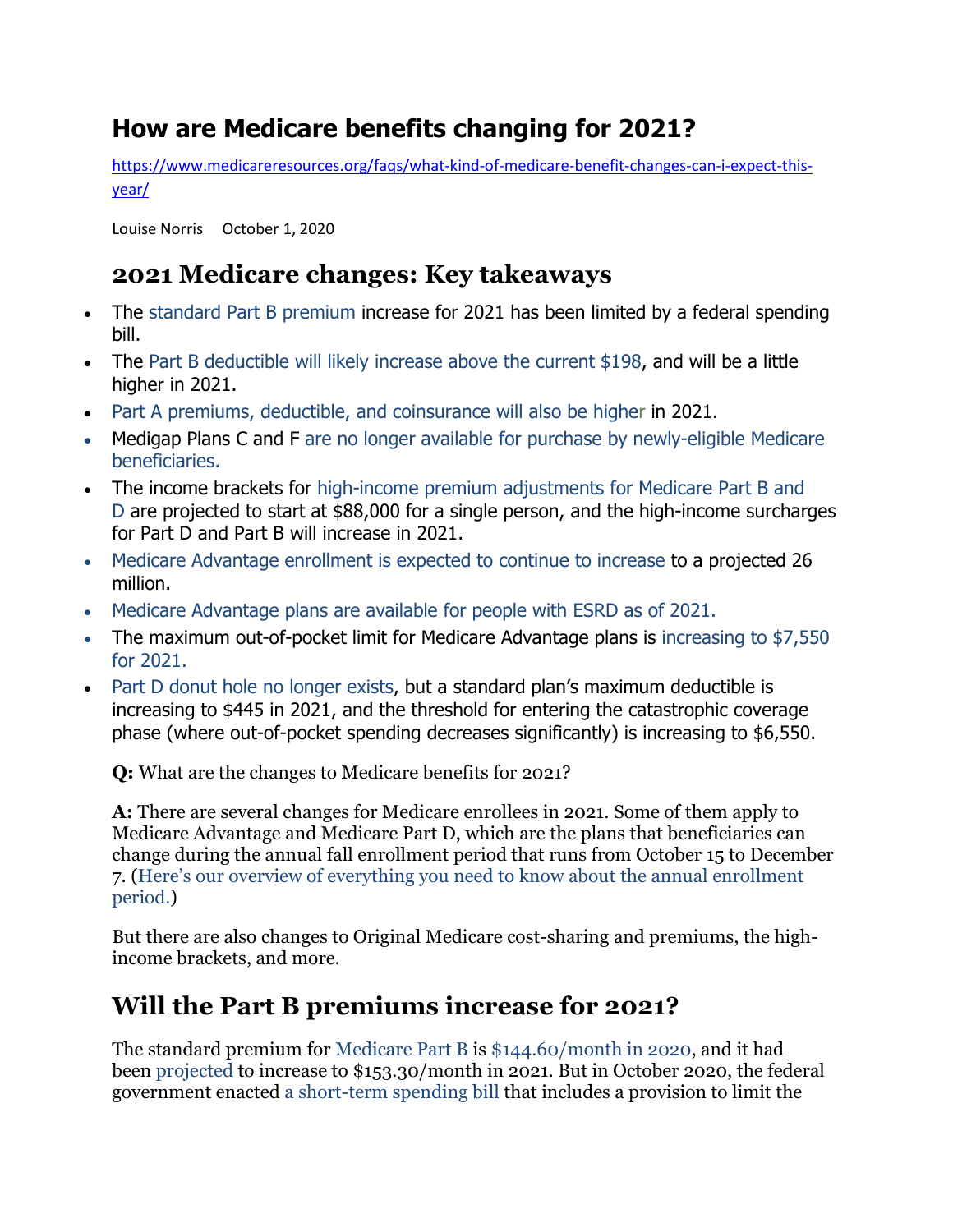# How are Medicare benefits changing for 2021?

https://www.medicareresources.org/faqs/what-kind-of-medicare-benefit-changes-can-i-expect-this-year/

Louise Norris October 1, 2020

## 2021 Medicare changes: Key takeaways

- The standard Part B premium increase for 2021 has been limited by a federal spending bill.
- The Part B deductible will likely increase above the current $198, and will be a little higher in 2021.
- Part A premiums, deductible, and coinsurance will also be higher in 2021.
- Medigap Plans C and F are no longer available for purchase by newly-eligible Medicare beneficiaries.
- The income brackets for high-income premium adjustments for Medicare Part B and D are projected to start at $88,000 for a single person, and the high-income surcharges for Part D and Part B will increase in 2021.
- Medicare Advantage enrollment is expected to continue to increase to a projected 26 million.
- Medicare Advantage plans are available for people with ESRD as of 2021.
- The maximum out-of-pocket limit for Medicare Advantage plans is increasing to $7,550 for 2021.
- Part D donut hole no longer exists, but a standard plan's maximum deductible is increasing to $445 in 2021, and the threshold for entering the catastrophic coverage phase (where out-of-pocket spending decreases significantly) is increasing to $6,550.

**Q:** What are the changes to Medicare benefits for 2021?

**A:** There are several changes for Medicare enrollees in 2021. Some of them apply to Medicare Advantage and Medicare Part D, which are the plans that beneficiaries can change during the annual fall enrollment period that runs from October 15 to December 7. (Here's our overview of everything you need to know about the annual enrollment period.)

But there are also changes to Original Medicare cost-sharing and premiums, the high-income brackets, and more.

## Will the Part B premiums increase for 2021?

The standard premium for Medicare Part B is $144.60/month in 2020, and it had been projected to increase to $153.30/month in 2021. But in October 2020, the federal government enacted a short-term spending bill that includes a provision to limit the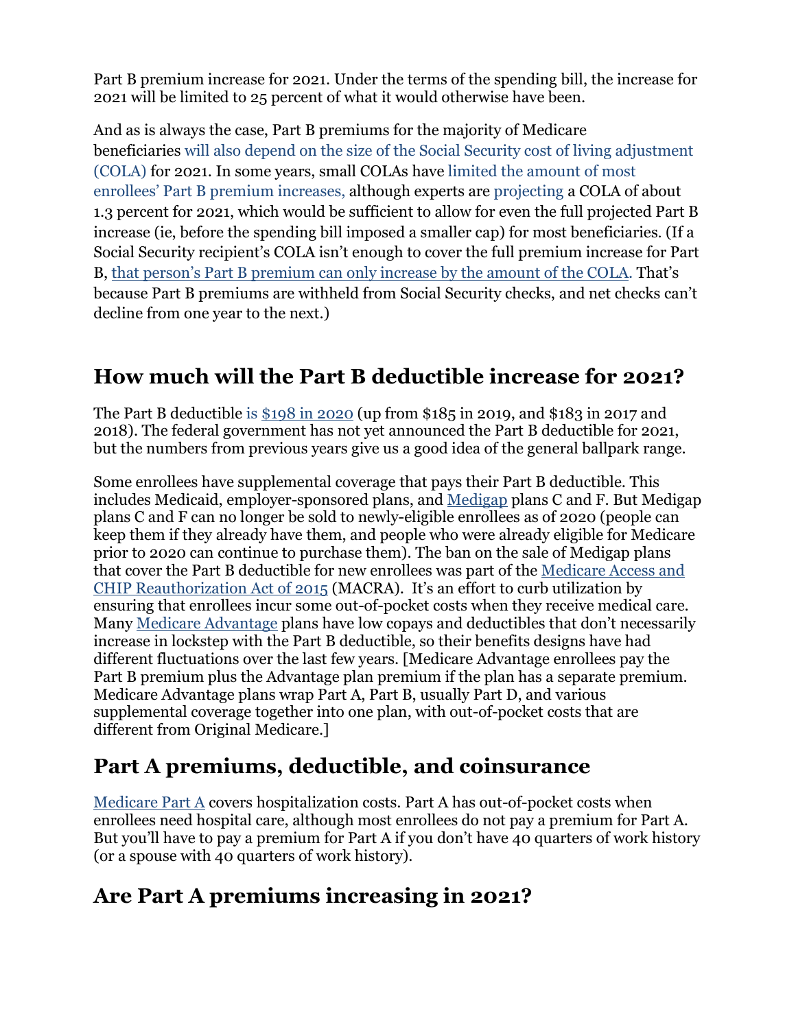Part B premium increase for 2021. Under the terms of the spending bill, the increase for 2021 will be limited to 25 percent of what it would otherwise have been.

And as is always the case, Part B premiums for the majority of Medicare beneficiaries will also depend on the size of the Social Security cost of living adjustment (COLA) for 2021. In some years, small COLAs have limited the amount of most enrollees' Part B premium increases, although experts are projecting a COLA of about 1.3 percent for 2021, which would be sufficient to allow for even the full projected Part B increase (ie, before the spending bill imposed a smaller cap) for most beneficiaries. (If a Social Security recipient's COLA isn't enough to cover the full premium increase for Part B, that person's Part B premium can only increase by the amount of the COLA. That's because Part B premiums are withheld from Social Security checks, and net checks can't decline from one year to the next.)

## How much will the Part B deductible increase for 2021?

The Part B deductible is $198 in 2020 (up from $185 in 2019, and $183 in 2017 and 2018). The federal government has not yet announced the Part B deductible for 2021, but the numbers from previous years give us a good idea of the general ballpark range.

Some enrollees have supplemental coverage that pays their Part B deductible. This includes Medicaid, employer-sponsored plans, and Medigap plans C and F. But Medigap plans C and F can no longer be sold to newly-eligible enrollees as of 2020 (people can keep them if they already have them, and people who were already eligible for Medicare prior to 2020 can continue to purchase them). The ban on the sale of Medigap plans that cover the Part B deductible for new enrollees was part of the Medicare Access and CHIP Reauthorization Act of 2015 (MACRA). It's an effort to curb utilization by ensuring that enrollees incur some out-of-pocket costs when they receive medical care. Many Medicare Advantage plans have low copays and deductibles that don't necessarily increase in lockstep with the Part B deductible, so their benefits designs have had different fluctuations over the last few years. [Medicare Advantage enrollees pay the Part B premium plus the Advantage plan premium if the plan has a separate premium. Medicare Advantage plans wrap Part A, Part B, usually Part D, and various supplemental coverage together into one plan, with out-of-pocket costs that are different from Original Medicare.]

## Part A premiums, deductible, and coinsurance

Medicare Part A covers hospitalization costs. Part A has out-of-pocket costs when enrollees need hospital care, although most enrollees do not pay a premium for Part A. But you'll have to pay a premium for Part A if you don't have 40 quarters of work history (or a spouse with 40 quarters of work history).

## Are Part A premiums increasing in 2021?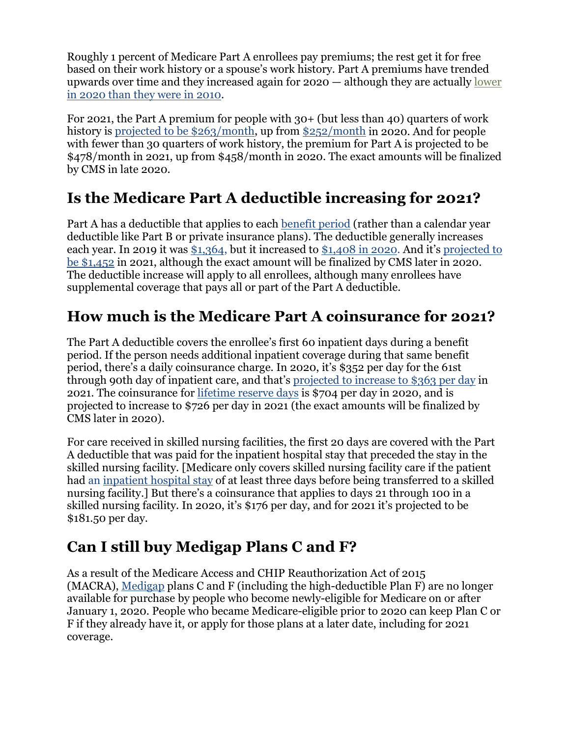Roughly 1 percent of Medicare Part A enrollees pay premiums; the rest get it for free based on their work history or a spouse's work history. Part A premiums have trended upwards over time and they increased again for 2020 — although they are actually lower in 2020 than they were in 2010.

For 2021, the Part A premium for people with 30+ (but less than 40) quarters of work history is projected to be $263/month, up from $252/month in 2020. And for people with fewer than 30 quarters of work history, the premium for Part A is projected to be $478/month in 2021, up from $458/month in 2020. The exact amounts will be finalized by CMS in late 2020.

## Is the Medicare Part A deductible increasing for 2021?

Part A has a deductible that applies to each benefit period (rather than a calendar year deductible like Part B or private insurance plans). The deductible generally increases each year. In 2019 it was $1,364, but it increased to $1,408 in 2020. And it's projected to be $1,452 in 2021, although the exact amount will be finalized by CMS later in 2020. The deductible increase will apply to all enrollees, although many enrollees have supplemental coverage that pays all or part of the Part A deductible.

## How much is the Medicare Part A coinsurance for 2021?

The Part A deductible covers the enrollee's first 60 inpatient days during a benefit period. If the person needs additional inpatient coverage during that same benefit period, there's a daily coinsurance charge. In 2020, it's $352 per day for the 61st through 90th day of inpatient care, and that's projected to increase to $363 per day in 2021. The coinsurance for lifetime reserve days is $704 per day in 2020, and is projected to increase to $726 per day in 2021 (the exact amounts will be finalized by CMS later in 2020).

For care received in skilled nursing facilities, the first 20 days are covered with the Part A deductible that was paid for the inpatient hospital stay that preceded the stay in the skilled nursing facility. [Medicare only covers skilled nursing facility care if the patient had an inpatient hospital stay of at least three days before being transferred to a skilled nursing facility.] But there's a coinsurance that applies to days 21 through 100 in a skilled nursing facility. In 2020, it's $176 per day, and for 2021 it's projected to be $181.50 per day.

## Can I still buy Medigap Plans C and F?

As a result of the Medicare Access and CHIP Reauthorization Act of 2015 (MACRA), Medigap plans C and F (including the high-deductible Plan F) are no longer available for purchase by people who become newly-eligible for Medicare on or after January 1, 2020. People who became Medicare-eligible prior to 2020 can keep Plan C or F if they already have it, or apply for those plans at a later date, including for 2021 coverage.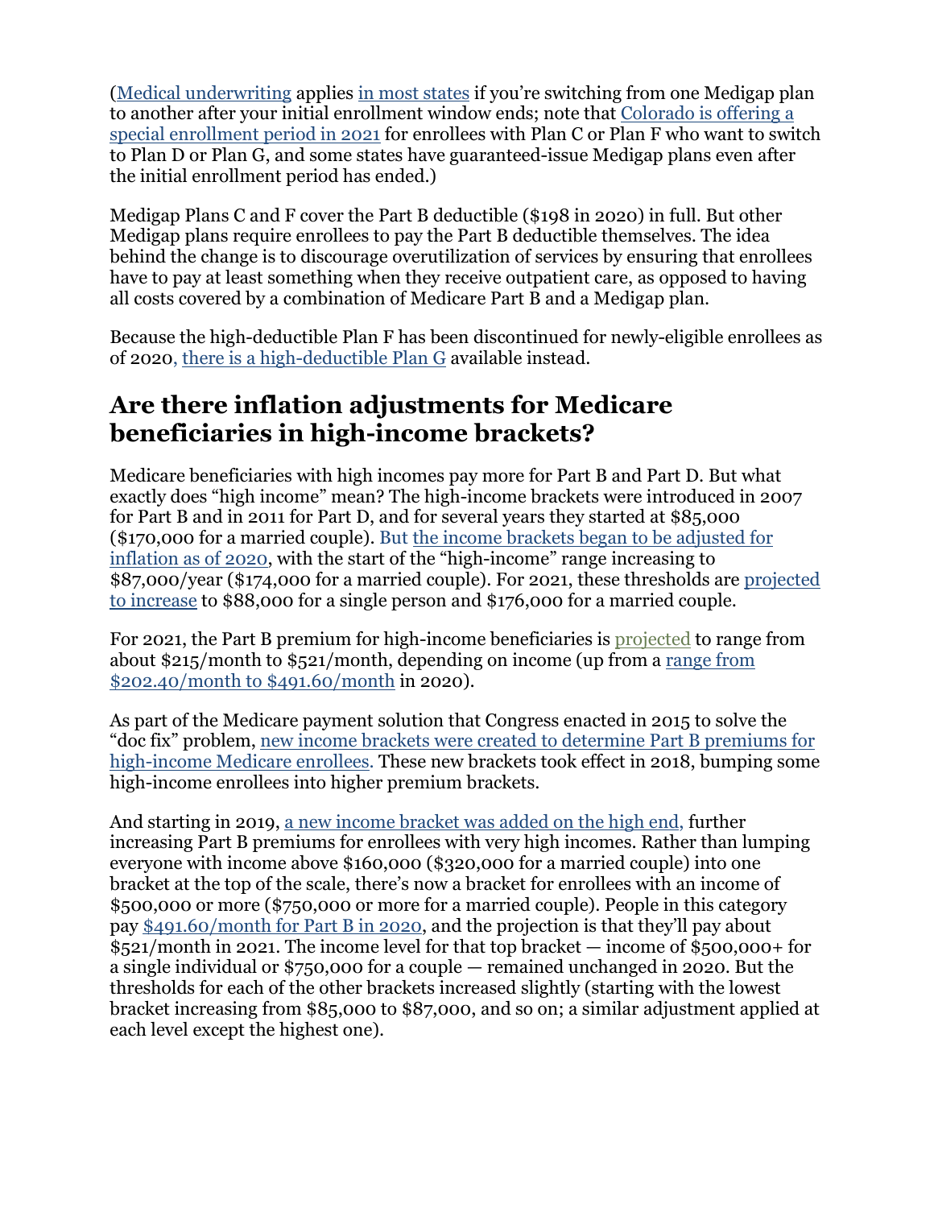(Medical underwriting applies in most states if you're switching from one Medigap plan to another after your initial enrollment window ends; note that Colorado is offering a special enrollment period in 2021 for enrollees with Plan C or Plan F who want to switch to Plan D or Plan G, and some states have guaranteed-issue Medigap plans even after the initial enrollment period has ended.)

Medigap Plans C and F cover the Part B deductible ($198 in 2020) in full. But other Medigap plans require enrollees to pay the Part B deductible themselves. The idea behind the change is to discourage overutilization of services by ensuring that enrollees have to pay at least something when they receive outpatient care, as opposed to having all costs covered by a combination of Medicare Part B and a Medigap plan.

Because the high-deductible Plan F has been discontinued for newly-eligible enrollees as of 2020, there is a high-deductible Plan G available instead.

## Are there inflation adjustments for Medicare beneficiaries in high-income brackets?

Medicare beneficiaries with high incomes pay more for Part B and Part D. But what exactly does "high income" mean? The high-income brackets were introduced in 2007 for Part B and in 2011 for Part D, and for several years they started at $85,000 ($170,000 for a married couple). But the income brackets began to be adjusted for inflation as of 2020, with the start of the "high-income" range increasing to $87,000/year ($174,000 for a married couple). For 2021, these thresholds are projected to increase to $88,000 for a single person and $176,000 for a married couple.

For 2021, the Part B premium for high-income beneficiaries is projected to range from about $215/month to $521/month, depending on income (up from a range from $202.40/month to $491.60/month in 2020).

As part of the Medicare payment solution that Congress enacted in 2015 to solve the "doc fix" problem, new income brackets were created to determine Part B premiums for high-income Medicare enrollees. These new brackets took effect in 2018, bumping some high-income enrollees into higher premium brackets.

And starting in 2019, a new income bracket was added on the high end, further increasing Part B premiums for enrollees with very high incomes. Rather than lumping everyone with income above $160,000 ($320,000 for a married couple) into one bracket at the top of the scale, there's now a bracket for enrollees with an income of $500,000 or more ($750,000 or more for a married couple). People in this category pay $491.60/month for Part B in 2020, and the projection is that they'll pay about $521/month in 2021. The income level for that top bracket — income of $500,000+ for a single individual or $750,000 for a couple — remained unchanged in 2020. But the thresholds for each of the other brackets increased slightly (starting with the lowest bracket increasing from $85,000 to $87,000, and so on; a similar adjustment applied at each level except the highest one).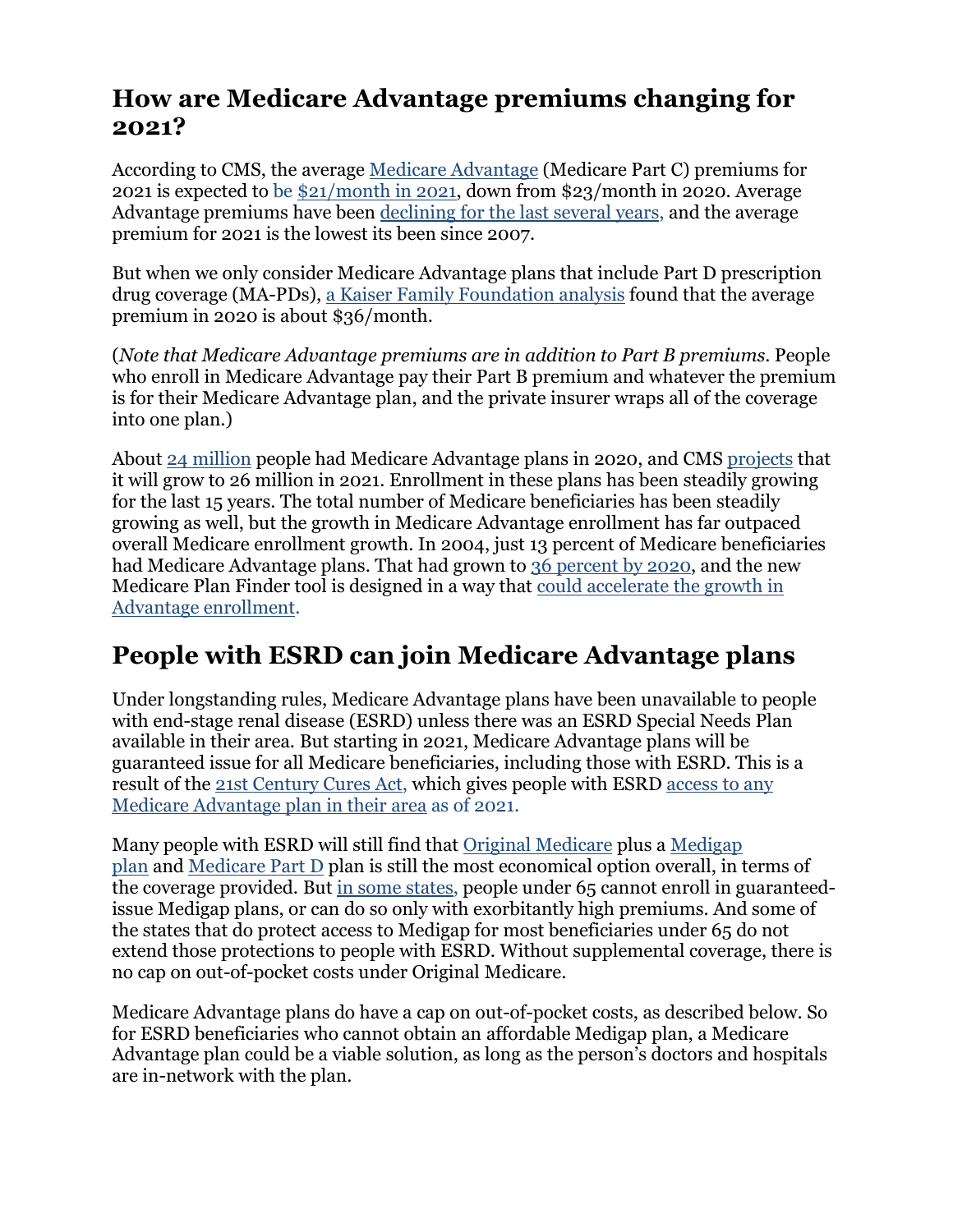## How are Medicare Advantage premiums changing for 2021?

According to CMS, the average Medicare Advantage (Medicare Part C) premiums for 2021 is expected to be $21/month in 2021, down from $23/month in 2020. Average Advantage premiums have been declining for the last several years, and the average premium for 2021 is the lowest its been since 2007.

But when we only consider Medicare Advantage plans that include Part D prescription drug coverage (MA-PDs), a Kaiser Family Foundation analysis found that the average premium in 2020 is about $36/month.

(*Note that Medicare Advantage premiums are in addition to Part B premiums*. People who enroll in Medicare Advantage pay their Part B premium and whatever the premium is for their Medicare Advantage plan, and the private insurer wraps all of the coverage into one plan.)

About 24 million people had Medicare Advantage plans in 2020, and CMS projects that it will grow to 26 million in 2021. Enrollment in these plans has been steadily growing for the last 15 years. The total number of Medicare beneficiaries has been steadily growing as well, but the growth in Medicare Advantage enrollment has far outpaced overall Medicare enrollment growth. In 2004, just 13 percent of Medicare beneficiaries had Medicare Advantage plans. That had grown to 36 percent by 2020, and the new Medicare Plan Finder tool is designed in a way that could accelerate the growth in Advantage enrollment.

## People with ESRD can join Medicare Advantage plans

Under longstanding rules, Medicare Advantage plans have been unavailable to people with end-stage renal disease (ESRD) unless there was an ESRD Special Needs Plan available in their area. But starting in 2021, Medicare Advantage plans will be guaranteed issue for all Medicare beneficiaries, including those with ESRD. This is a result of the 21st Century Cures Act, which gives people with ESRD access to any Medicare Advantage plan in their area as of 2021.

Many people with ESRD will still find that Original Medicare plus a Medigap plan and Medicare Part D plan is still the most economical option overall, in terms of the coverage provided. But in some states, people under 65 cannot enroll in guaranteed-issue Medigap plans, or can do so only with exorbitantly high premiums. And some of the states that do protect access to Medigap for most beneficiaries under 65 do not extend those protections to people with ESRD. Without supplemental coverage, there is no cap on out-of-pocket costs under Original Medicare.

Medicare Advantage plans do have a cap on out-of-pocket costs, as described below. So for ESRD beneficiaries who cannot obtain an affordable Medigap plan, a Medicare Advantage plan could be a viable solution, as long as the person's doctors and hospitals are in-network with the plan.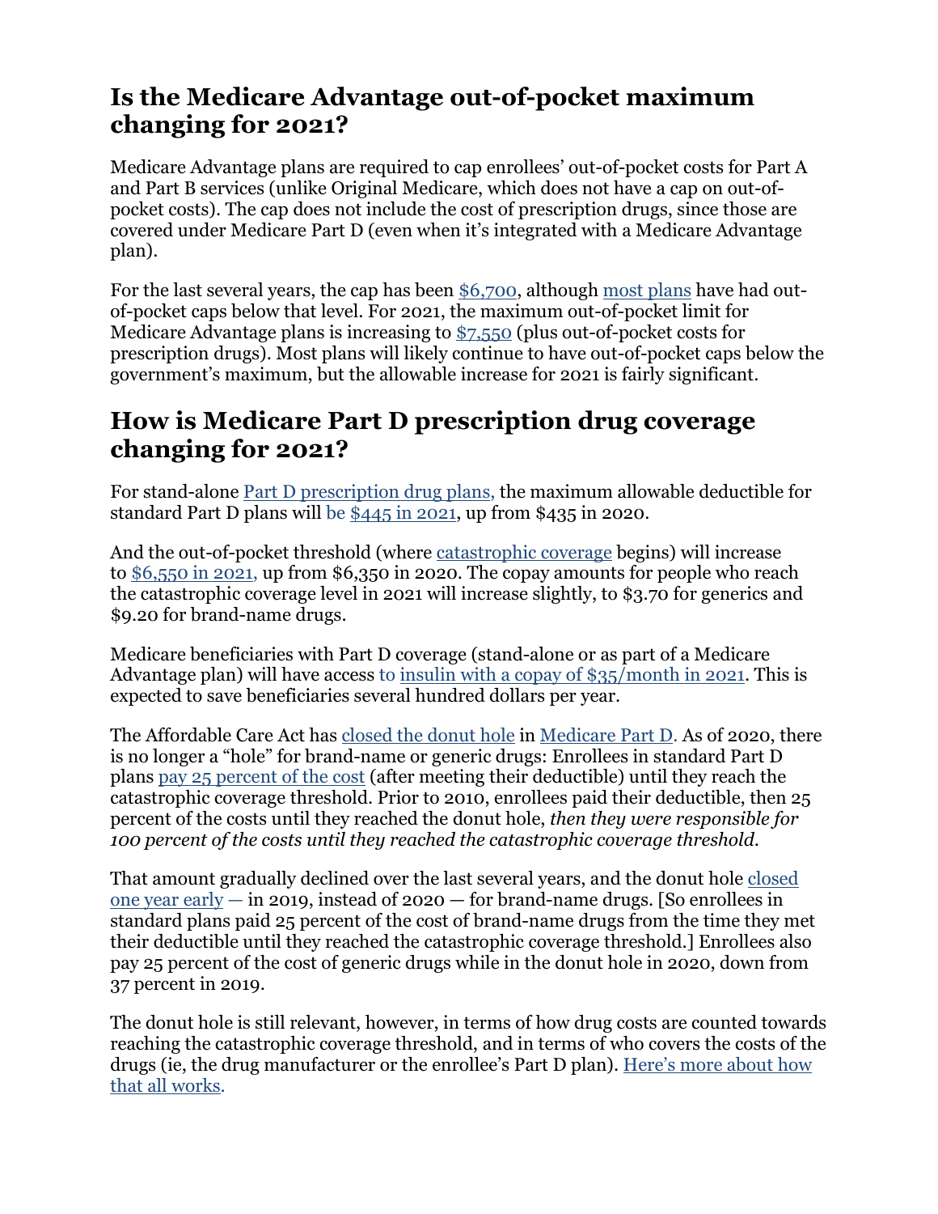## Is the Medicare Advantage out-of-pocket maximum changing for 2021?

Medicare Advantage plans are required to cap enrollees' out-of-pocket costs for Part A and Part B services (unlike Original Medicare, which does not have a cap on out-of-pocket costs). The cap does not include the cost of prescription drugs, since those are covered under Medicare Part D (even when it's integrated with a Medicare Advantage plan).

For the last several years, the cap has been $6,700, although most plans have had out-of-pocket caps below that level. For 2021, the maximum out-of-pocket limit for Medicare Advantage plans is increasing to $7,550 (plus out-of-pocket costs for prescription drugs). Most plans will likely continue to have out-of-pocket caps below the government's maximum, but the allowable increase for 2021 is fairly significant.

## How is Medicare Part D prescription drug coverage changing for 2021?

For stand-alone Part D prescription drug plans, the maximum allowable deductible for standard Part D plans will be $445 in 2021, up from $435 in 2020.

And the out-of-pocket threshold (where catastrophic coverage begins) will increase to $6,550 in 2021, up from $6,350 in 2020. The copay amounts for people who reach the catastrophic coverage level in 2021 will increase slightly, to $3.70 for generics and $9.20 for brand-name drugs.

Medicare beneficiaries with Part D coverage (stand-alone or as part of a Medicare Advantage plan) will have access to insulin with a copay of $35/month in 2021. This is expected to save beneficiaries several hundred dollars per year.

The Affordable Care Act has closed the donut hole in Medicare Part D. As of 2020, there is no longer a "hole" for brand-name or generic drugs: Enrollees in standard Part D plans pay 25 percent of the cost (after meeting their deductible) until they reach the catastrophic coverage threshold. Prior to 2010, enrollees paid their deductible, then 25 percent of the costs until they reached the donut hole, *then they were responsible for 100 percent of the costs until they reached the catastrophic coverage threshold.*

That amount gradually declined over the last several years, and the donut hole closed one year early — in 2019, instead of 2020 — for brand-name drugs. [So enrollees in standard plans paid 25 percent of the cost of brand-name drugs from the time they met their deductible until they reached the catastrophic coverage threshold.] Enrollees also pay 25 percent of the cost of generic drugs while in the donut hole in 2020, down from 37 percent in 2019.

The donut hole is still relevant, however, in terms of how drug costs are counted towards reaching the catastrophic coverage threshold, and in terms of who covers the costs of the drugs (ie, the drug manufacturer or the enrollee's Part D plan). Here's more about how that all works.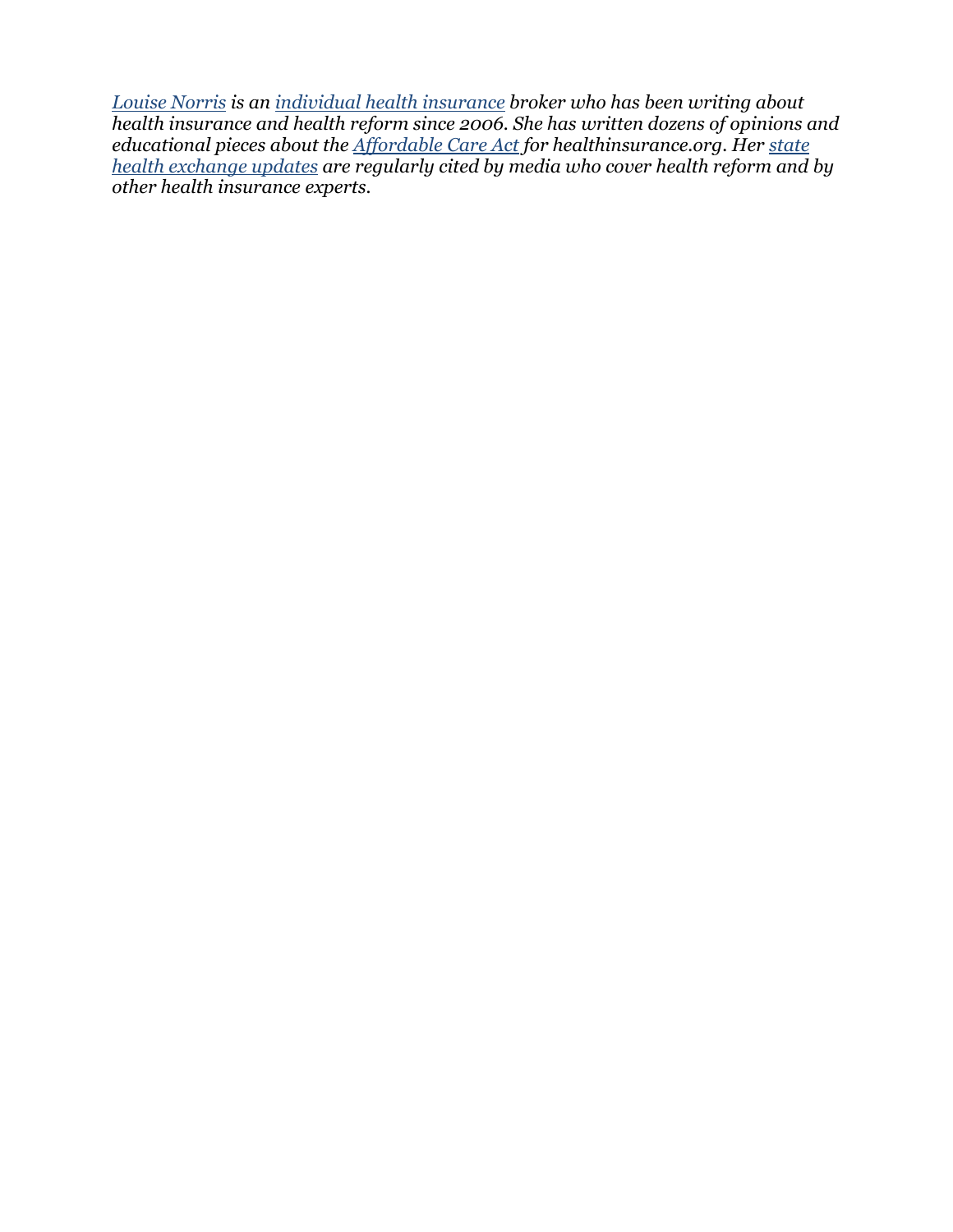*Louise Norris is an individual health insurance broker who has been writing about health insurance and health reform since 2006. She has written dozens of opinions and educational pieces about the Affordable Care Act for healthinsurance.org. Her state health exchange updates are regularly cited by media who cover health reform and by other health insurance experts.*